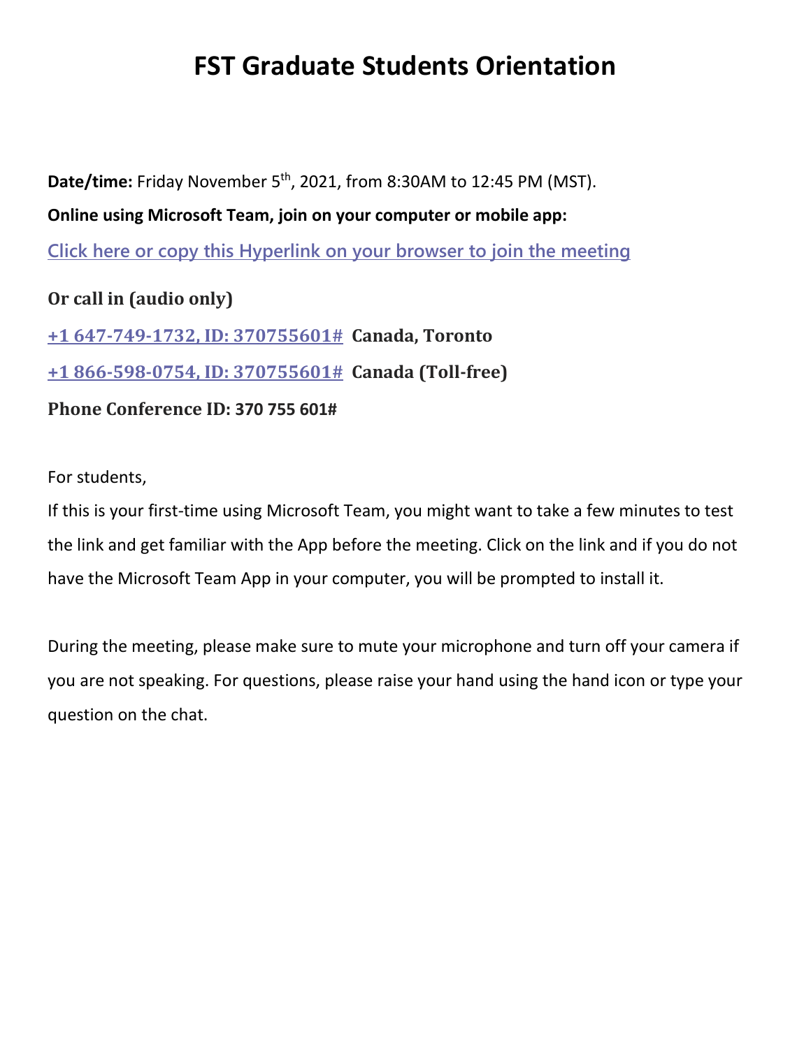# FST Graduate Students Orientation

**Date/time:** Friday November 5th, 2021, from 8:30AM to 12:45 PM (MST).

**Online using Microsoft Team, join on your computer or mobile app:**

[Click here or copy this Hyperlink on your browser to join the meeting]

**Or call in (audio only)**

**+1 647-749-1732, ID: 370755601#** **Canada, Toronto**

**+1 866-598-0754, ID: 370755601#** **Canada (Toll-free)**

**Phone Conference ID: 370 755 601#**

For students,

If this is your first-time using Microsoft Team, you might want to take a few minutes to test the link and get familiar with the App before the meeting. Click on the link and if you do not have the Microsoft Team App in your computer, you will be prompted to install it.

During the meeting, please make sure to mute your microphone and turn off your camera if you are not speaking. For questions, please raise your hand using the hand icon or type your question on the chat.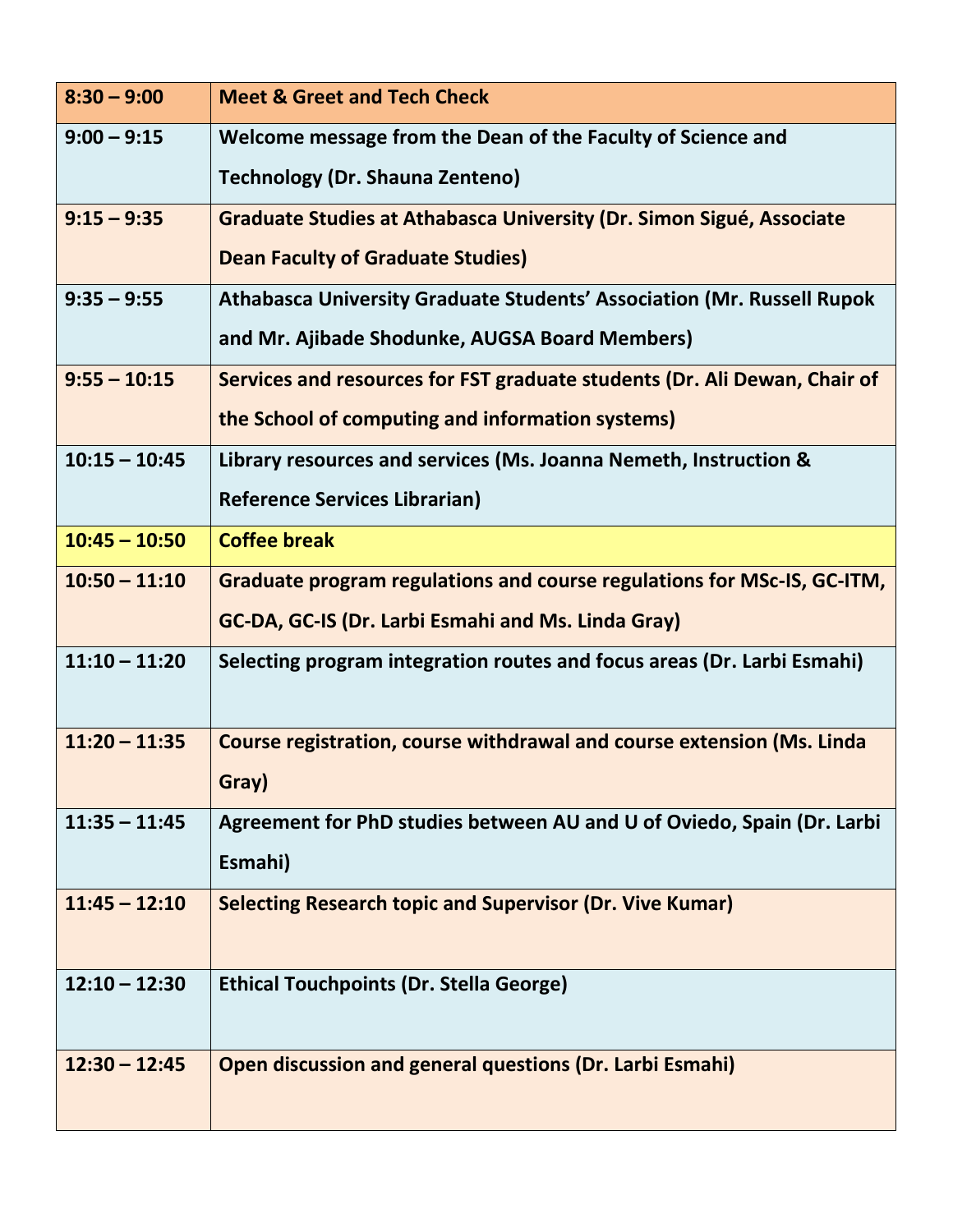| | |
|---|---|
| **8:30 – 9:00** | **Meet & Greet and Tech Check** |
| **9:00 – 9:15** | **Welcome message from the Dean of the Faculty of Science and Technology (Dr. Shauna Zenteno)** |
| **9:15 – 9:35** | **Graduate Studies at Athabasca University (Dr. Simon Sigué, Associate Dean Faculty of Graduate Studies)** |
| **9:35 – 9:55** | **Athabasca University Graduate Students' Association (Mr. Russell Rupok and Mr. Ajibade Shodunke, AUGSA Board Members)** |
| **9:55 – 10:15** | **Services and resources for FST graduate students (Dr. Ali Dewan, Chair of the School of computing and information systems)** |
| **10:15 – 10:45** | **Library resources and services (Ms. Joanna Nemeth, Instruction & Reference Services Librarian)** |
| **10:45 – 10:50** | **Coffee break** |
| **10:50 – 11:10** | **Graduate program regulations and course regulations for MSc-IS, GC-ITM, GC-DA, GC-IS (Dr. Larbi Esmahi and Ms. Linda Gray)** |
| **11:10 – 11:20** | **Selecting program integration routes and focus areas (Dr. Larbi Esmahi)** |
| **11:20 – 11:35** | **Course registration, course withdrawal and course extension (Ms. Linda Gray)** |
| **11:35 – 11:45** | **Agreement for PhD studies between AU and U of Oviedo, Spain (Dr. Larbi Esmahi)** |
| **11:45 – 12:10** | **Selecting Research topic and Supervisor (Dr. Vive Kumar)** |
| **12:10 – 12:30** | **Ethical Touchpoints (Dr. Stella George)** |
| **12:30 – 12:45** | **Open discussion and general questions (Dr. Larbi Esmahi)** |